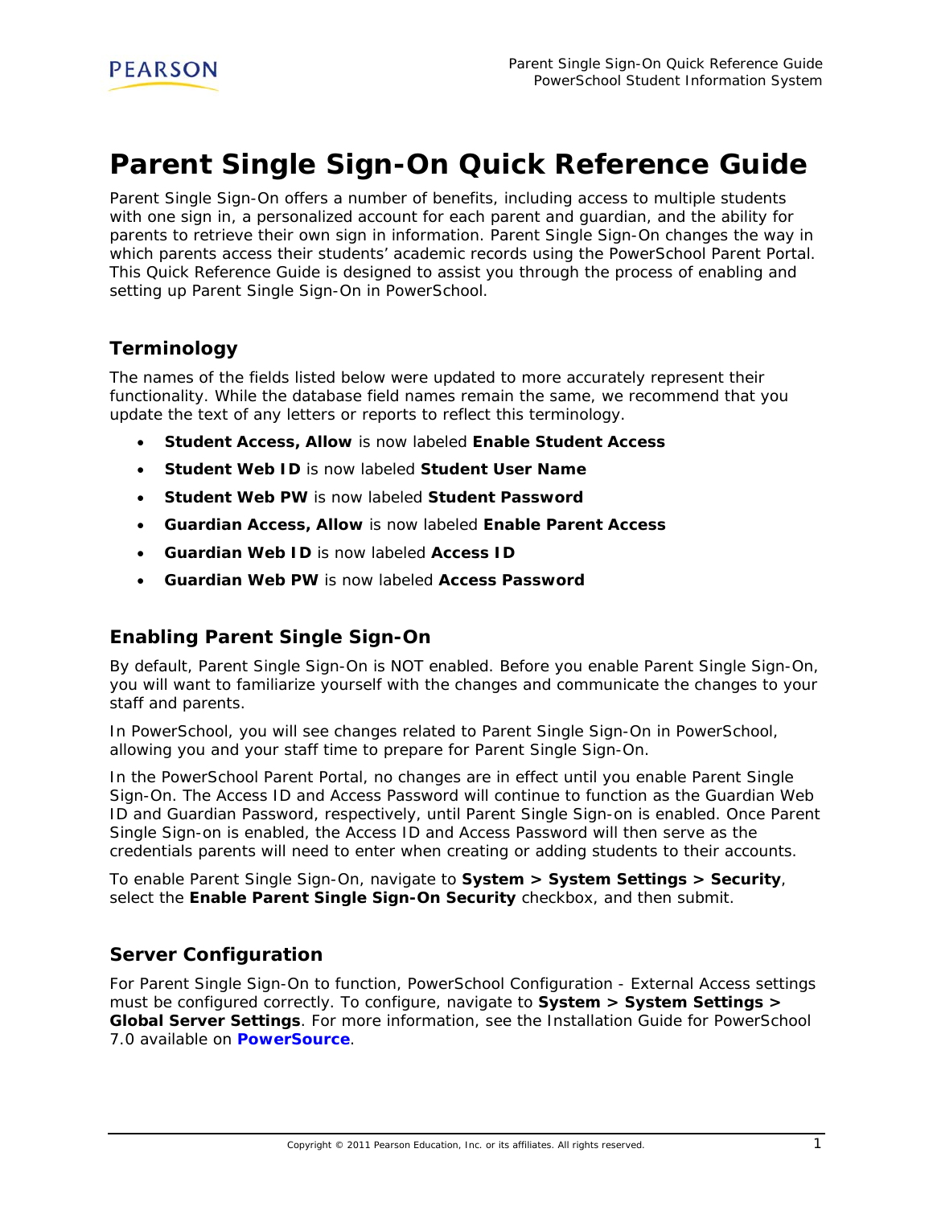# Parent Single Sign-On Quick Reference Guide

Parent Single Sign-On offers a number of benefits, including access to multiple students with one sign in, a personalized account for each parent and guardian, and the ability for parents to retrieve their own sign in information. Parent Single Sign-On changes the way in which parents access their students' academic records using the PowerSchool Parent Portal. This Quick Reference Guide is designed to assist you through the process of enabling and setting up Parent Single Sign-On in PowerSchool.

## Terminology

The names of the fields listed below were updated to more accurately represent their functionality. While the database field names remain the same, we recommend that you update the text of any letters or reports to reflect this terminology.

- **Student Access, Allow** is now labeled **Enable Student Access**
- **Student Web ID** is now labeled **Student User Name**
- **Student Web PW** is now labeled **Student Password**
- **Guardian Access, Allow** is now labeled **Enable Parent Access**
- **Guardian Web ID** is now labeled **Access ID**
- **Guardian Web PW** is now labeled **Access Password**

## Enabling Parent Single Sign-On

By default, Parent Single Sign-On is NOT enabled. Before you enable Parent Single Sign-On, you will want to familiarize yourself with the changes and communicate the changes to your staff and parents.

In PowerSchool, you will see changes related to Parent Single Sign-On in PowerSchool, allowing you and your staff time to prepare for Parent Single Sign-On.

In the PowerSchool Parent Portal, no changes are in effect until you enable Parent Single Sign-On. The Access ID and Access Password will continue to function as the Guardian Web ID and Guardian Password, respectively, until Parent Single Sign-on is enabled. Once Parent Single Sign-on is enabled, the Access ID and Access Password will then serve as the credentials parents will need to enter when creating or adding students to their accounts.

To enable Parent Single Sign-On, navigate to **System > System Settings > Security**, select the **Enable Parent Single Sign-On Security** checkbox, and then submit.

## Server Configuration

For Parent Single Sign-On to function, PowerSchool Configuration - External Access settings must be configured correctly. To configure, navigate to **System > System Settings > Global Server Settings**. For more information, see the Installation Guide for PowerSchool 7.0 available on **PowerSource**.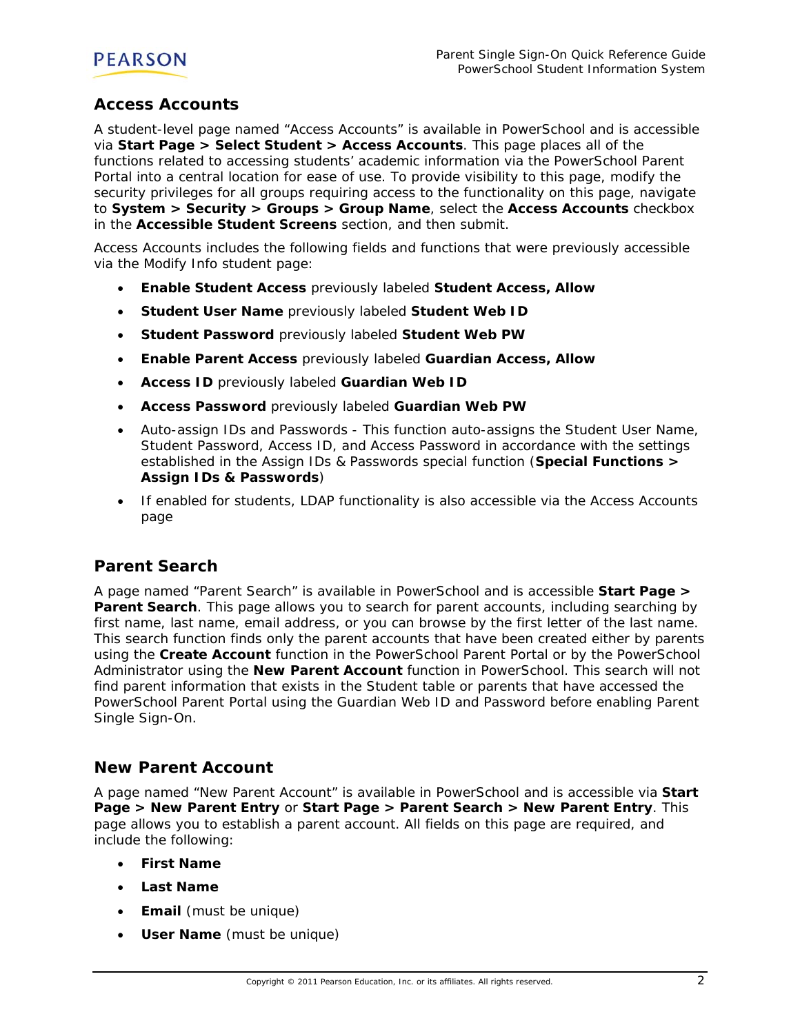## Access Accounts

A student-level page named "Access Accounts" is available in PowerSchool and is accessible via **Start Page > Select Student > Access Accounts**. This page places all of the functions related to accessing students' academic information via the PowerSchool Parent Portal into a central location for ease of use. To provide visibility to this page, modify the security privileges for all groups requiring access to the functionality on this page, navigate to **System > Security > Groups > Group Name**, select the **Access Accounts** checkbox in the **Accessible Student Screens** section, and then submit.

Access Accounts includes the following fields and functions that were previously accessible via the Modify Info student page:

- **Enable Student Access** previously labeled **Student Access, Allow**
- **Student User Name** previously labeled **Student Web ID**
- **Student Password** previously labeled **Student Web PW**
- **Enable Parent Access** previously labeled **Guardian Access, Allow**
- **Access ID** previously labeled **Guardian Web ID**
- **Access Password** previously labeled **Guardian Web PW**
- Auto-assign IDs and Passwords - This function auto-assigns the Student User Name, Student Password, Access ID, and Access Password in accordance with the settings established in the Assign IDs & Passwords special function (**Special Functions > Assign IDs & Passwords**)
- If enabled for students, LDAP functionality is also accessible via the Access Accounts page

## Parent Search

A page named "Parent Search" is available in PowerSchool and is accessible **Start Page > Parent Search**. This page allows you to search for parent accounts, including searching by first name, last name, email address, or you can browse by the first letter of the last name. This search function finds only the parent accounts that have been created either by parents using the **Create Account** function in the PowerSchool Parent Portal or by the PowerSchool Administrator using the **New Parent Account** function in PowerSchool. This search will not find parent information that exists in the Student table or parents that have accessed the PowerSchool Parent Portal using the Guardian Web ID and Password before enabling Parent Single Sign-On.

## New Parent Account

A page named "New Parent Account" is available in PowerSchool and is accessible via **Start Page > New Parent Entry** or **Start Page > Parent Search > New Parent Entry**. This page allows you to establish a parent account. All fields on this page are required, and include the following:

- **First Name**
- **Last Name**
- **Email** (must be unique)
- **User Name** (must be unique)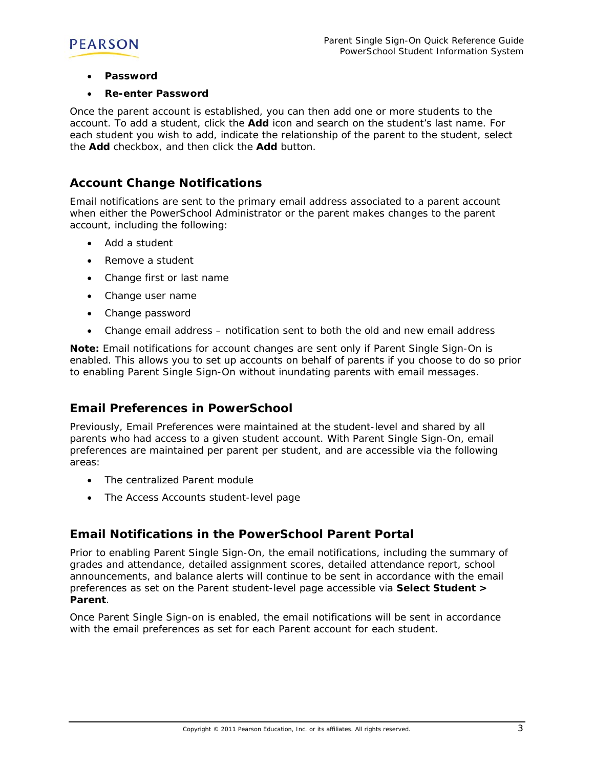- **Password**
- **Re-enter Password**

Once the parent account is established, you can then add one or more students to the account. To add a student, click the **Add** icon and search on the student's last name. For each student you wish to add, indicate the relationship of the parent to the student, select the **Add** checkbox, and then click the **Add** button.

## Account Change Notifications

Email notifications are sent to the primary email address associated to a parent account when either the PowerSchool Administrator or the parent makes changes to the parent account, including the following:

- Add a student
- Remove a student
- Change first or last name
- Change user name
- Change password
- Change email address – notification sent to both the old and new email address

**Note:** Email notifications for account changes are sent only if Parent Single Sign-On is enabled. This allows you to set up accounts on behalf of parents if you choose to do so prior to enabling Parent Single Sign-On without inundating parents with email messages.

## Email Preferences in PowerSchool

Previously, Email Preferences were maintained at the student-level and shared by all parents who had access to a given student account. With Parent Single Sign-On, email preferences are maintained per parent per student, and are accessible via the following areas:

- The centralized Parent module
- The Access Accounts student-level page

## Email Notifications in the PowerSchool Parent Portal

Prior to enabling Parent Single Sign-On, the email notifications, including the summary of grades and attendance, detailed assignment scores, detailed attendance report, school announcements, and balance alerts will continue to be sent in accordance with the email preferences as set on the Parent student-level page accessible via **Select Student > Parent**.

Once Parent Single Sign-on is enabled, the email notifications will be sent in accordance with the email preferences as set for each Parent account for each student.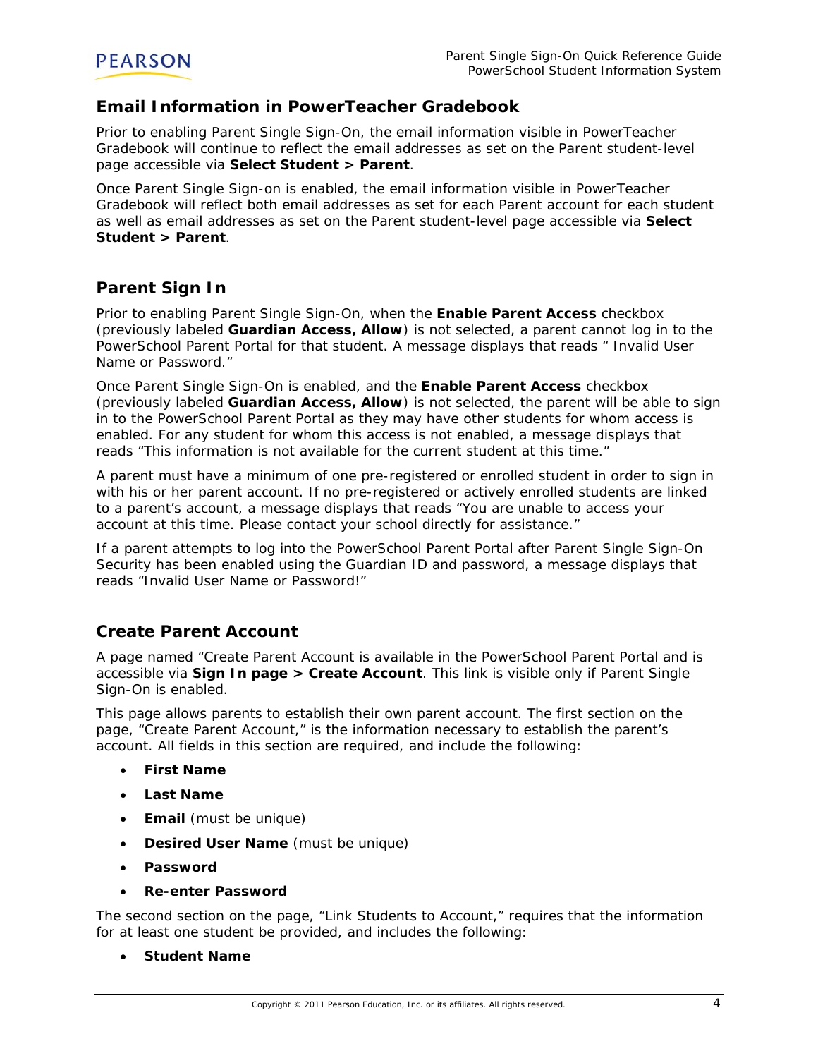## Email Information in PowerTeacher Gradebook

Prior to enabling Parent Single Sign-On, the email information visible in PowerTeacher Gradebook will continue to reflect the email addresses as set on the Parent student-level page accessible via **Select Student > Parent**.

Once Parent Single Sign-on is enabled, the email information visible in PowerTeacher Gradebook will reflect both email addresses as set for each Parent account for each student as well as email addresses as set on the Parent student-level page accessible via **Select Student > Parent**.

## Parent Sign In

Prior to enabling Parent Single Sign-On, when the **Enable Parent Access** checkbox (previously labeled **Guardian Access, Allow**) is not selected, a parent cannot log in to the PowerSchool Parent Portal for that student. A message displays that reads " Invalid User Name or Password."

Once Parent Single Sign-On is enabled, and the **Enable Parent Access** checkbox (previously labeled **Guardian Access, Allow**) is not selected, the parent will be able to sign in to the PowerSchool Parent Portal as they may have other students for whom access is enabled. For any student for whom this access is not enabled, a message displays that reads "This information is not available for the current student at this time."

A parent must have a minimum of one pre-registered or enrolled student in order to sign in with his or her parent account. If no pre-registered or actively enrolled students are linked to a parent's account, a message displays that reads "You are unable to access your account at this time. Please contact your school directly for assistance."

If a parent attempts to log into the PowerSchool Parent Portal after Parent Single Sign-On Security has been enabled using the Guardian ID and password, a message displays that reads "Invalid User Name or Password!"

## Create Parent Account

A page named "Create Parent Account is available in the PowerSchool Parent Portal and is accessible via **Sign In page > Create Account**. This link is visible only if Parent Single Sign-On is enabled.

This page allows parents to establish their own parent account. The first section on the page, "Create Parent Account," is the information necessary to establish the parent's account. All fields in this section are required, and include the following:

- **First Name**
- **Last Name**
- **Email** (must be unique)
- **Desired User Name** (must be unique)
- **Password**
- **Re-enter Password**

The second section on the page, "Link Students to Account," requires that the information for at least one student be provided, and includes the following:

- **Student Name**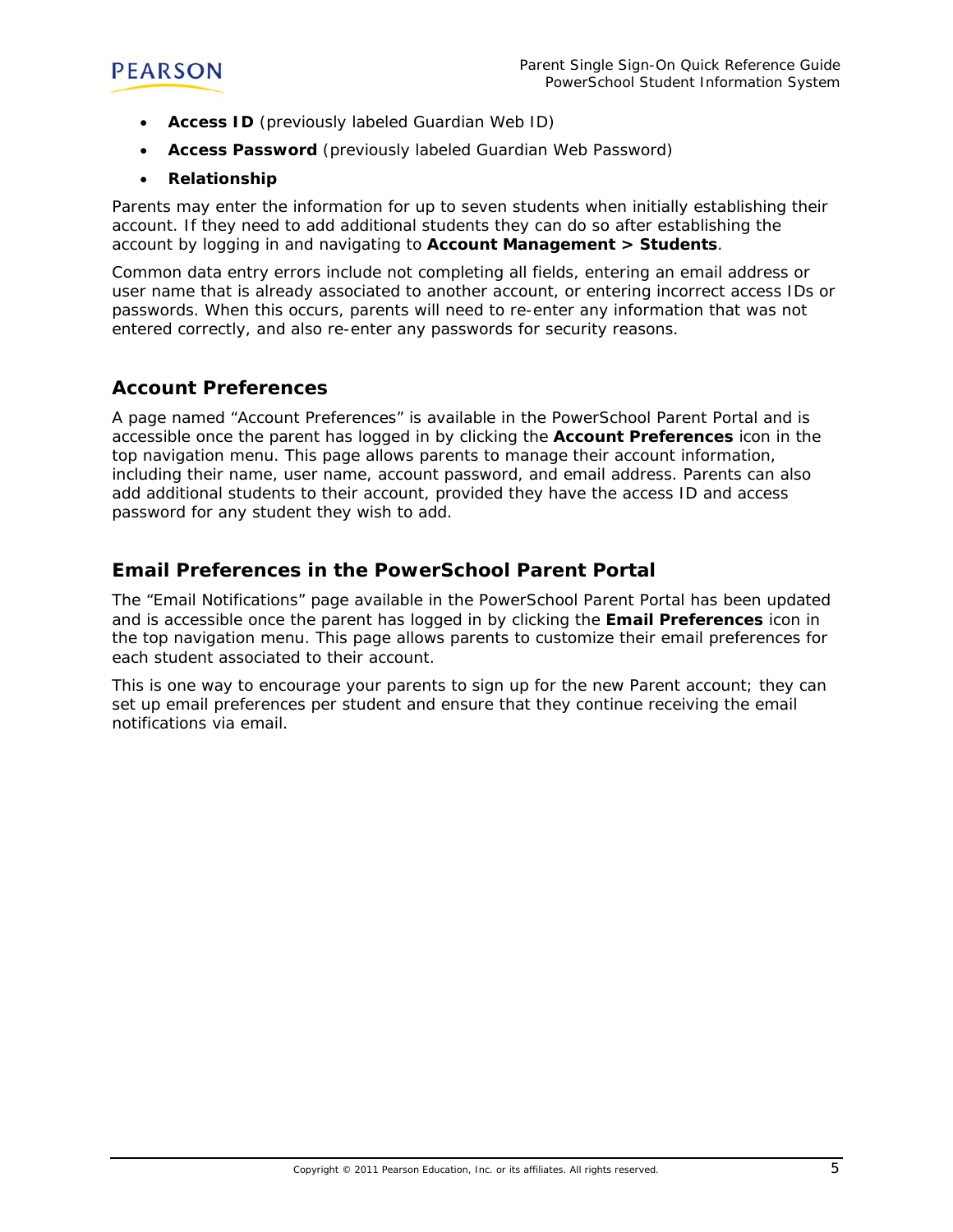- **Access ID** (previously labeled Guardian Web ID)
- **Access Password** (previously labeled Guardian Web Password)
- **Relationship**

Parents may enter the information for up to seven students when initially establishing their account. If they need to add additional students they can do so after establishing the account by logging in and navigating to **Account Management > Students**.

Common data entry errors include not completing all fields, entering an email address or user name that is already associated to another account, or entering incorrect access IDs or passwords. When this occurs, parents will need to re-enter any information that was not entered correctly, and also re-enter any passwords for security reasons.

## Account Preferences

A page named "Account Preferences" is available in the PowerSchool Parent Portal and is accessible once the parent has logged in by clicking the **Account Preferences** icon in the top navigation menu. This page allows parents to manage their account information, including their name, user name, account password, and email address. Parents can also add additional students to their account, provided they have the access ID and access password for any student they wish to add.

## Email Preferences in the PowerSchool Parent Portal

The "Email Notifications" page available in the PowerSchool Parent Portal has been updated and is accessible once the parent has logged in by clicking the **Email Preferences** icon in the top navigation menu. This page allows parents to customize their email preferences for each student associated to their account.

This is one way to encourage your parents to sign up for the new Parent account; they can set up email preferences per student and ensure that they continue receiving the email notifications via email.